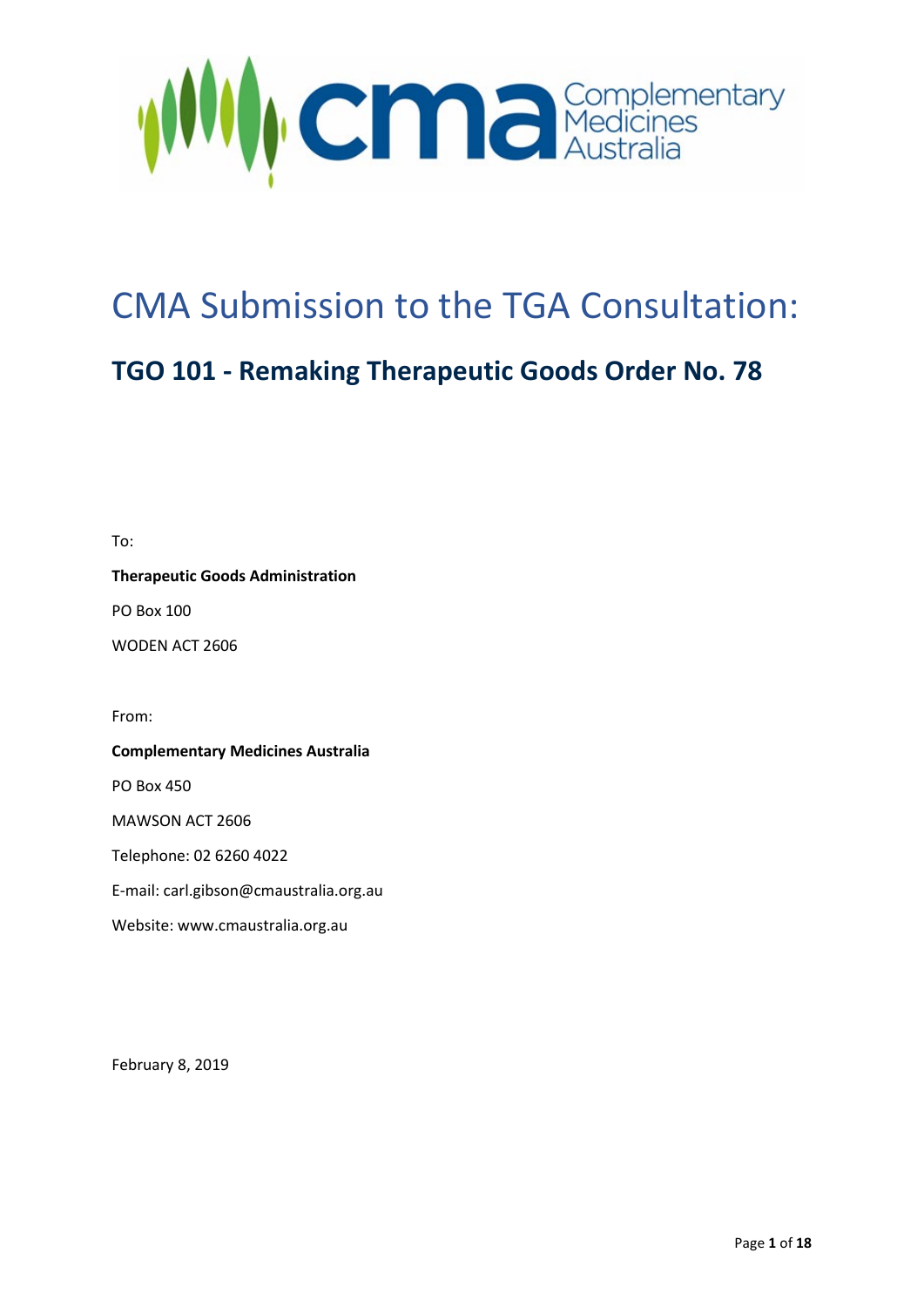# CMA Submission to the TGA Consultation:

## TGO 101 - Remaking Therapeutic Goods Order No. 78

To:

**Therapeutic Goods Administration**

PO Box 100

WODEN ACT 2606

From:

**Complementary Medicines Australia**

PO Box 450

MAWSON ACT 2606

Telephone: 02 6260 4022

E-mail: carl.gibson@cmaustralia.org.au

Website: www.cmaustralia.org.au

February 8, 2019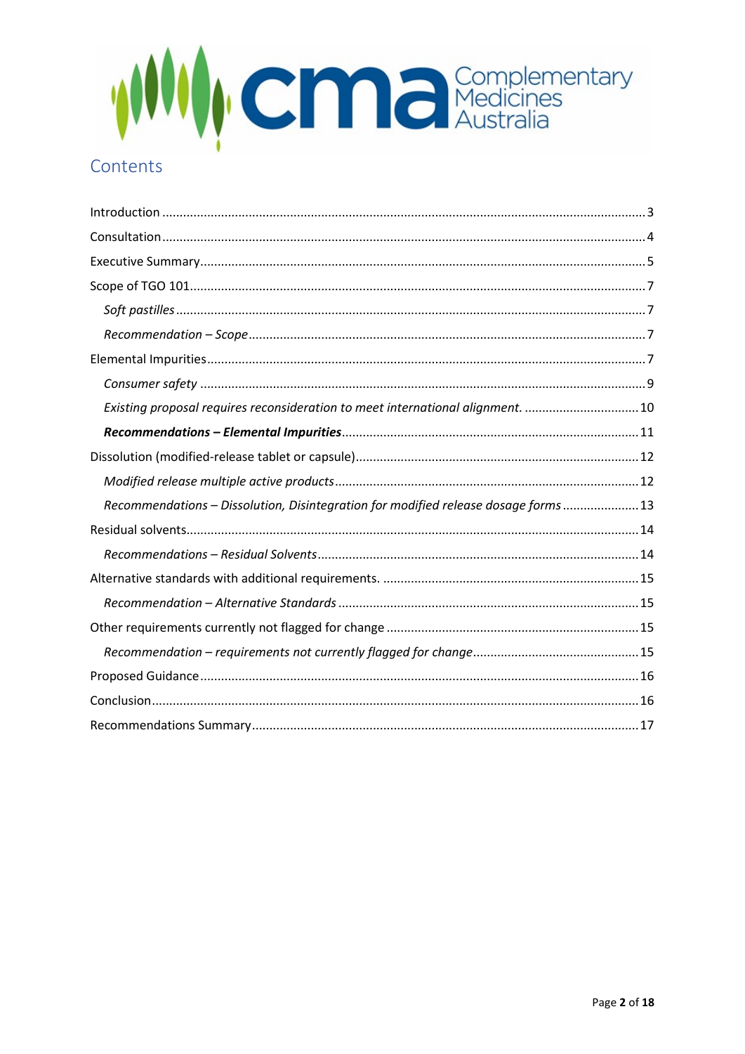## Contents

Introduction ........ 3

Consultation ........ 4

Executive Summary ........ 5

Scope of TGO 101 ........ 7

- *Soft pastilles* ........ 7
- *Recommendation – Scope* ........ 7

Elemental Impurities ........ 7

- *Consumer safety* ........ 9
- *Existing proposal requires reconsideration to meet international alignment.* ........ 10
- ***Recommendations – Elemental Impurities*** ........ 11

Dissolution (modified-release tablet or capsule) ........ 12

- *Modified release multiple active products* ........ 12
- *Recommendations – Dissolution, Disintegration for modified release dosage forms* ........ 13

Residual solvents ........ 14

- *Recommendations – Residual Solvents* ........ 14

Alternative standards with additional requirements. ........ 15

- *Recommendation – Alternative Standards* ........ 15

Other requirements currently not flagged for change ........ 15

- *Recommendation – requirements not currently flagged for change* ........ 15

Proposed Guidance ........ 16

Conclusion ........ 16

Recommendations Summary ........ 17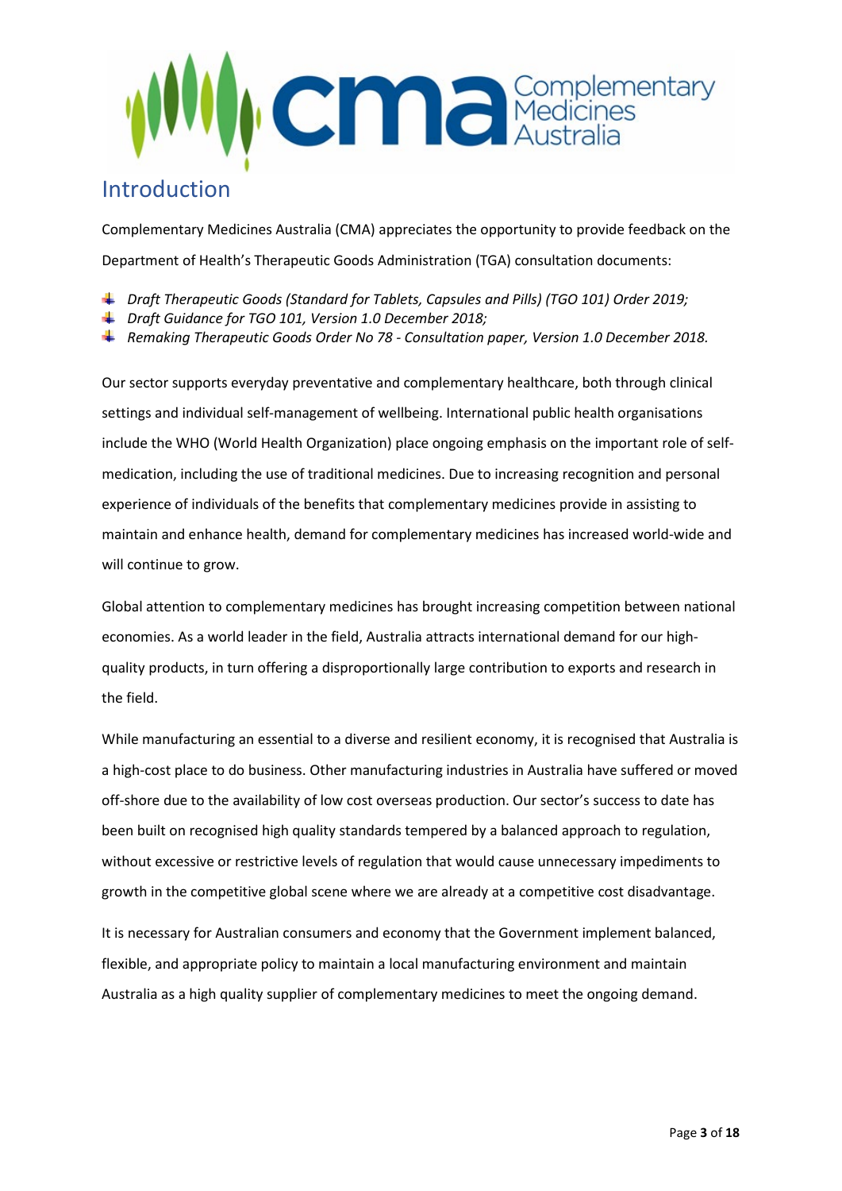## Introduction

Complementary Medicines Australia (CMA) appreciates the opportunity to provide feedback on the Department of Health's Therapeutic Goods Administration (TGA) consultation documents:

- *Draft Therapeutic Goods (Standard for Tablets, Capsules and Pills) (TGO 101) Order 2019;*
- *Draft Guidance for TGO 101, Version 1.0 December 2018;*
- *Remaking Therapeutic Goods Order No 78 - Consultation paper, Version 1.0 December 2018.*

Our sector supports everyday preventative and complementary healthcare, both through clinical settings and individual self-management of wellbeing. International public health organisations include the WHO (World Health Organization) place ongoing emphasis on the important role of self-medication, including the use of traditional medicines. Due to increasing recognition and personal experience of individuals of the benefits that complementary medicines provide in assisting to maintain and enhance health, demand for complementary medicines has increased world-wide and will continue to grow.

Global attention to complementary medicines has brought increasing competition between national economies. As a world leader in the field, Australia attracts international demand for our high-quality products, in turn offering a disproportionally large contribution to exports and research in the field.

While manufacturing an essential to a diverse and resilient economy, it is recognised that Australia is a high-cost place to do business. Other manufacturing industries in Australia have suffered or moved off-shore due to the availability of low cost overseas production. Our sector's success to date has been built on recognised high quality standards tempered by a balanced approach to regulation, without excessive or restrictive levels of regulation that would cause unnecessary impediments to growth in the competitive global scene where we are already at a competitive cost disadvantage.

It is necessary for Australian consumers and economy that the Government implement balanced, flexible, and appropriate policy to maintain a local manufacturing environment and maintain Australia as a high quality supplier of complementary medicines to meet the ongoing demand.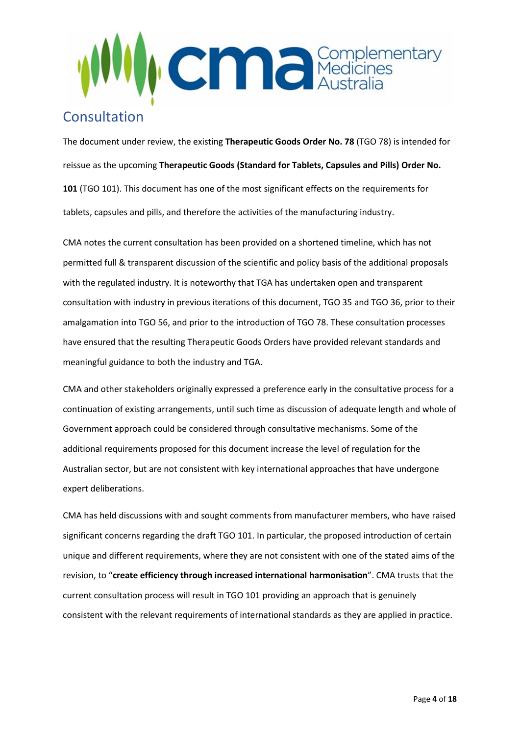## Consultation

The document under review, the existing **Therapeutic Goods Order No. 78** (TGO 78) is intended for reissue as the upcoming **Therapeutic Goods (Standard for Tablets, Capsules and Pills) Order No. 101** (TGO 101). This document has one of the most significant effects on the requirements for tablets, capsules and pills, and therefore the activities of the manufacturing industry.

CMA notes the current consultation has been provided on a shortened timeline, which has not permitted full & transparent discussion of the scientific and policy basis of the additional proposals with the regulated industry. It is noteworthy that TGA has undertaken open and transparent consultation with industry in previous iterations of this document, TGO 35 and TGO 36, prior to their amalgamation into TGO 56, and prior to the introduction of TGO 78. These consultation processes have ensured that the resulting Therapeutic Goods Orders have provided relevant standards and meaningful guidance to both the industry and TGA.

CMA and other stakeholders originally expressed a preference early in the consultative process for a continuation of existing arrangements, until such time as discussion of adequate length and whole of Government approach could be considered through consultative mechanisms. Some of the additional requirements proposed for this document increase the level of regulation for the Australian sector, but are not consistent with key international approaches that have undergone expert deliberations.

CMA has held discussions with and sought comments from manufacturer members, who have raised significant concerns regarding the draft TGO 101. In particular, the proposed introduction of certain unique and different requirements, where they are not consistent with one of the stated aims of the revision, to "**create efficiency through increased international harmonisation**". CMA trusts that the current consultation process will result in TGO 101 providing an approach that is genuinely consistent with the relevant requirements of international standards as they are applied in practice.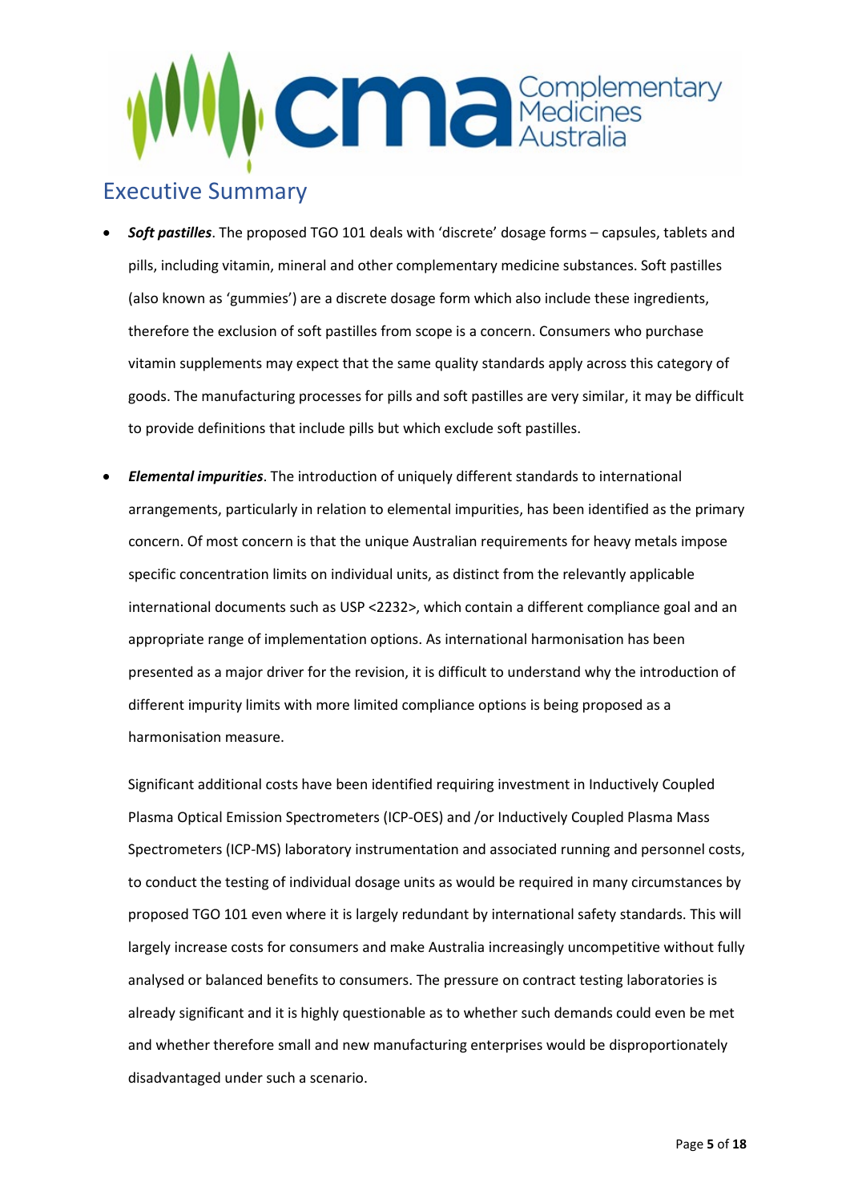## Executive Summary

- ***Soft pastilles***. The proposed TGO 101 deals with 'discrete' dosage forms – capsules, tablets and pills, including vitamin, mineral and other complementary medicine substances. Soft pastilles (also known as 'gummies') are a discrete dosage form which also include these ingredients, therefore the exclusion of soft pastilles from scope is a concern. Consumers who purchase vitamin supplements may expect that the same quality standards apply across this category of goods. The manufacturing processes for pills and soft pastilles are very similar, it may be difficult to provide definitions that include pills but which exclude soft pastilles.

- ***Elemental impurities***. The introduction of uniquely different standards to international arrangements, particularly in relation to elemental impurities, has been identified as the primary concern. Of most concern is that the unique Australian requirements for heavy metals impose specific concentration limits on individual units, as distinct from the relevantly applicable international documents such as USP <2232>, which contain a different compliance goal and an appropriate range of implementation options. As international harmonisation has been presented as a major driver for the revision, it is difficult to understand why the introduction of different impurity limits with more limited compliance options is being proposed as a harmonisation measure.

  Significant additional costs have been identified requiring investment in Inductively Coupled Plasma Optical Emission Spectrometers (ICP-OES) and /or Inductively Coupled Plasma Mass Spectrometers (ICP-MS) laboratory instrumentation and associated running and personnel costs, to conduct the testing of individual dosage units as would be required in many circumstances by proposed TGO 101 even where it is largely redundant by international safety standards. This will largely increase costs for consumers and make Australia increasingly uncompetitive without fully analysed or balanced benefits to consumers. The pressure on contract testing laboratories is already significant and it is highly questionable as to whether such demands could even be met and whether therefore small and new manufacturing enterprises would be disproportionately disadvantaged under such a scenario.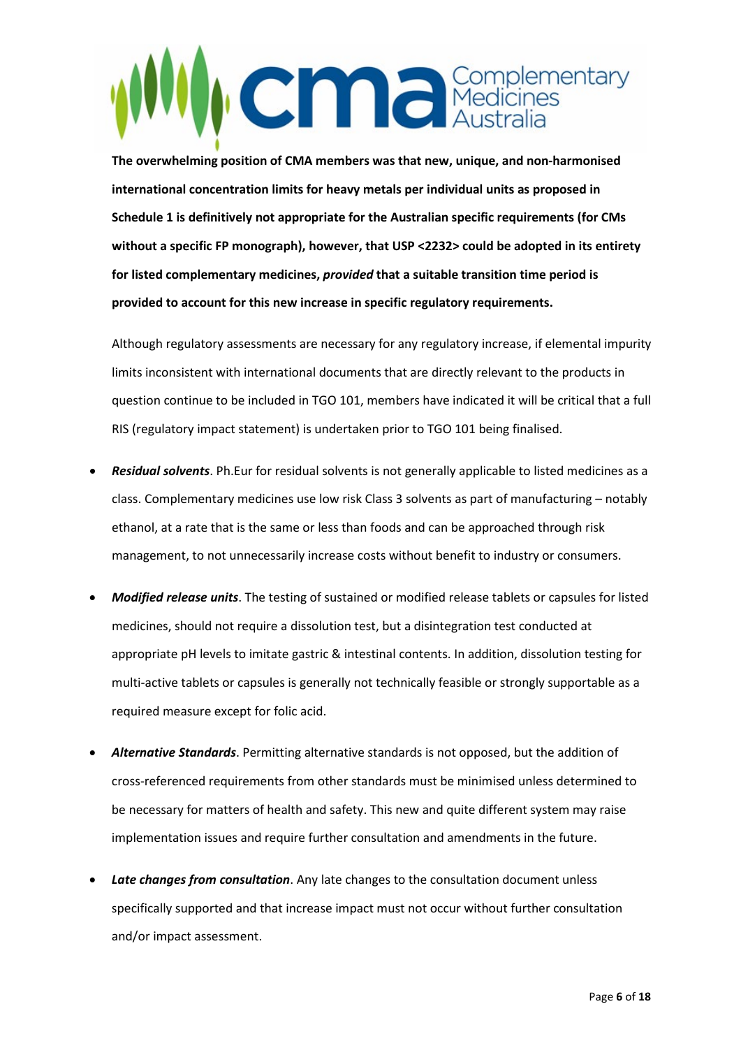**The overwhelming position of CMA members was that new, unique, and non-harmonised international concentration limits for heavy metals per individual units as proposed in Schedule 1 is definitively not appropriate for the Australian specific requirements (for CMs without a specific FP monograph), however, that USP <2232> could be adopted in its entirety for listed complementary medicines, *provided* that a suitable transition time period is provided to account for this new increase in specific regulatory requirements.**

Although regulatory assessments are necessary for any regulatory increase, if elemental impurity limits inconsistent with international documents that are directly relevant to the products in question continue to be included in TGO 101, members have indicated it will be critical that a full RIS (regulatory impact statement) is undertaken prior to TGO 101 being finalised.

- ***Residual solvents***. Ph.Eur for residual solvents is not generally applicable to listed medicines as a class. Complementary medicines use low risk Class 3 solvents as part of manufacturing – notably ethanol, at a rate that is the same or less than foods and can be approached through risk management, to not unnecessarily increase costs without benefit to industry or consumers.

- ***Modified release units***. The testing of sustained or modified release tablets or capsules for listed medicines, should not require a dissolution test, but a disintegration test conducted at appropriate pH levels to imitate gastric & intestinal contents. In addition, dissolution testing for multi-active tablets or capsules is generally not technically feasible or strongly supportable as a required measure except for folic acid.

- ***Alternative Standards***. Permitting alternative standards is not opposed, but the addition of cross-referenced requirements from other standards must be minimised unless determined to be necessary for matters of health and safety. This new and quite different system may raise implementation issues and require further consultation and amendments in the future.

- ***Late changes from consultation***. Any late changes to the consultation document unless specifically supported and that increase impact must not occur without further consultation and/or impact assessment.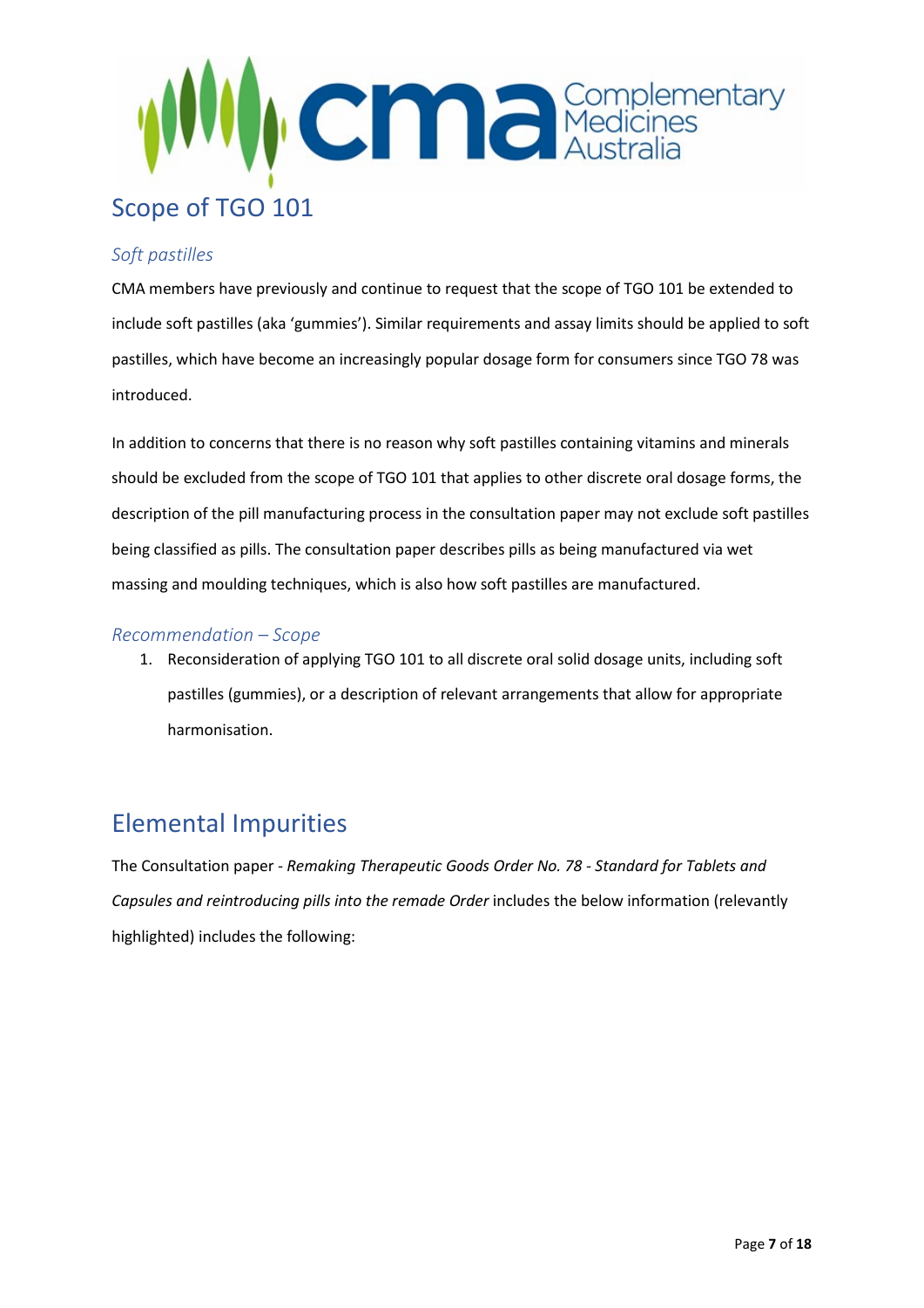## Scope of TGO 101

### *Soft pastilles*

CMA members have previously and continue to request that the scope of TGO 101 be extended to include soft pastilles (aka 'gummies'). Similar requirements and assay limits should be applied to soft pastilles, which have become an increasingly popular dosage form for consumers since TGO 78 was introduced.

In addition to concerns that there is no reason why soft pastilles containing vitamins and minerals should be excluded from the scope of TGO 101 that applies to other discrete oral dosage forms, the description of the pill manufacturing process in the consultation paper may not exclude soft pastilles being classified as pills. The consultation paper describes pills as being manufactured via wet massing and moulding techniques, which is also how soft pastilles are manufactured.

### *Recommendation – Scope*

1. Reconsideration of applying TGO 101 to all discrete oral solid dosage units, including soft pastilles (gummies), or a description of relevant arrangements that allow for appropriate harmonisation.

## Elemental Impurities

The Consultation paper - *Remaking Therapeutic Goods Order No. 78 - Standard for Tablets and Capsules and reintroducing pills into the remade Order* includes the below information (relevantly highlighted) includes the following: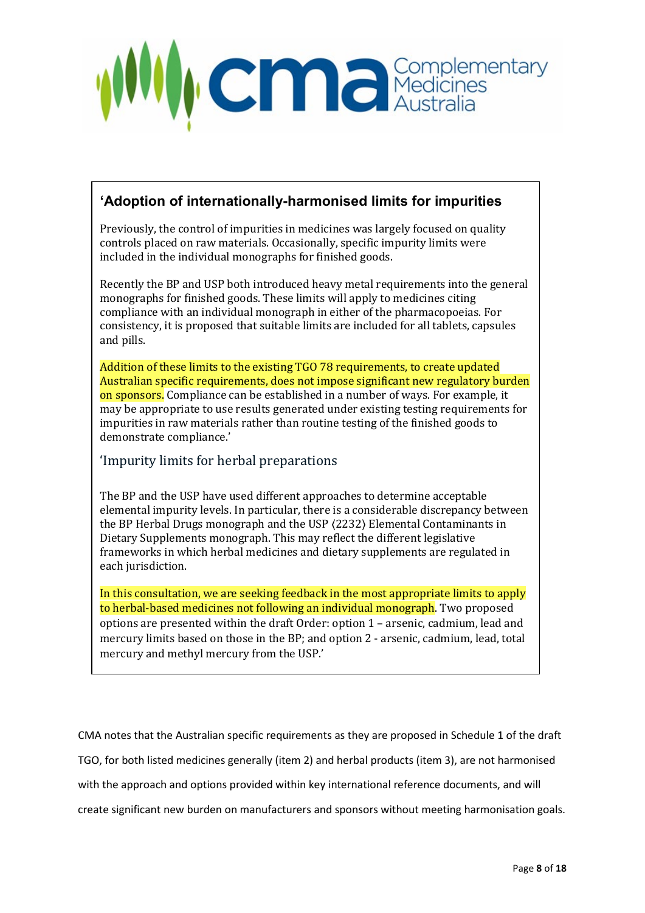> **'Adoption of internationally-harmonised limits for impurities**
>
> Previously, the control of impurities in medicines was largely focused on quality controls placed on raw materials. Occasionally, specific impurity limits were included in the individual monographs for finished goods.
>
> Recently the BP and USP both introduced heavy metal requirements into the general monographs for finished goods. These limits will apply to medicines citing compliance with an individual monograph in either of the pharmacopoeias. For consistency, it is proposed that suitable limits are included for all tablets, capsules and pills.
>
> Addition of these limits to the existing TGO 78 requirements, to create updated Australian specific requirements, does not impose significant new regulatory burden on sponsors. Compliance can be established in a number of ways. For example, it may be appropriate to use results generated under existing testing requirements for impurities in raw materials rather than routine testing of the finished goods to demonstrate compliance.'
>
> 'Impurity limits for herbal preparations
>
> The BP and the USP have used different approaches to determine acceptable elemental impurity levels. In particular, there is a considerable discrepancy between the BP Herbal Drugs monograph and the USP ⟨2232⟩ Elemental Contaminants in Dietary Supplements monograph. This may reflect the different legislative frameworks in which herbal medicines and dietary supplements are regulated in each jurisdiction.
>
> In this consultation, we are seeking feedback in the most appropriate limits to apply to herbal-based medicines not following an individual monograph. Two proposed options are presented within the draft Order: option 1 – arsenic, cadmium, lead and mercury limits based on those in the BP; and option 2 - arsenic, cadmium, lead, total mercury and methyl mercury from the USP.'

CMA notes that the Australian specific requirements as they are proposed in Schedule 1 of the draft TGO, for both listed medicines generally (item 2) and herbal products (item 3), are not harmonised with the approach and options provided within key international reference documents, and will create significant new burden on manufacturers and sponsors without meeting harmonisation goals.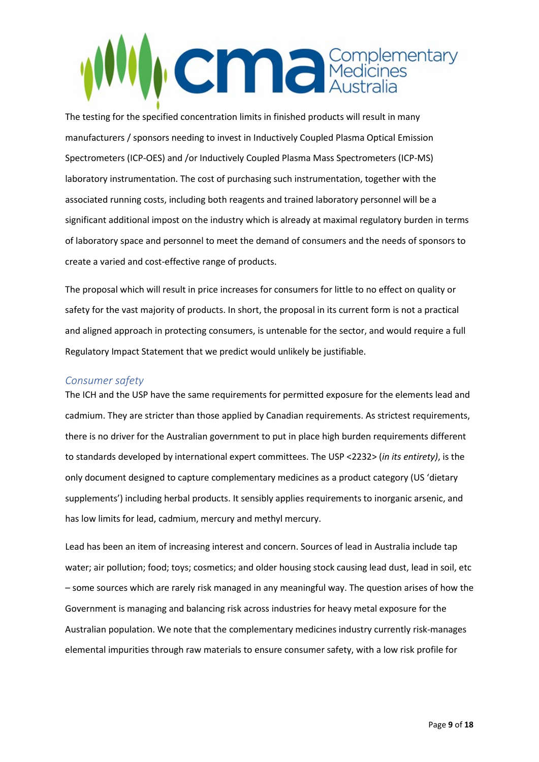The testing for the specified concentration limits in finished products will result in many manufacturers / sponsors needing to invest in Inductively Coupled Plasma Optical Emission Spectrometers (ICP-OES) and /or Inductively Coupled Plasma Mass Spectrometers (ICP-MS) laboratory instrumentation. The cost of purchasing such instrumentation, together with the associated running costs, including both reagents and trained laboratory personnel will be a significant additional impost on the industry which is already at maximal regulatory burden in terms of laboratory space and personnel to meet the demand of consumers and the needs of sponsors to create a varied and cost-effective range of products.

The proposal which will result in price increases for consumers for little to no effect on quality or safety for the vast majority of products. In short, the proposal in its current form is not a practical and aligned approach in protecting consumers, is untenable for the sector, and would require a full Regulatory Impact Statement that we predict would unlikely be justifiable.

## *Consumer safety*

The ICH and the USP have the same requirements for permitted exposure for the elements lead and cadmium. They are stricter than those applied by Canadian requirements. As strictest requirements, there is no driver for the Australian government to put in place high burden requirements different to standards developed by international expert committees. The USP <2232> (*in its entirety)*, is the only document designed to capture complementary medicines as a product category (US 'dietary supplements') including herbal products. It sensibly applies requirements to inorganic arsenic, and has low limits for lead, cadmium, mercury and methyl mercury.

Lead has been an item of increasing interest and concern. Sources of lead in Australia include tap water; air pollution; food; toys; cosmetics; and older housing stock causing lead dust, lead in soil, etc – some sources which are rarely risk managed in any meaningful way. The question arises of how the Government is managing and balancing risk across industries for heavy metal exposure for the Australian population. We note that the complementary medicines industry currently risk-manages elemental impurities through raw materials to ensure consumer safety, with a low risk profile for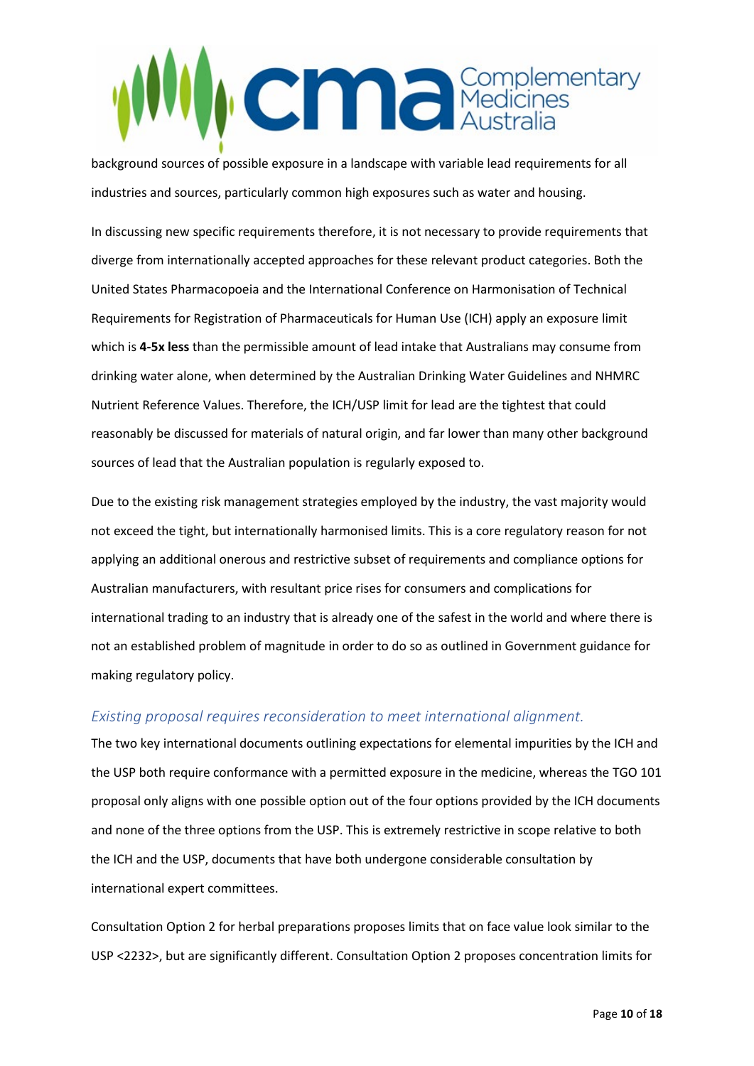background sources of possible exposure in a landscape with variable lead requirements for all industries and sources, particularly common high exposures such as water and housing.

In discussing new specific requirements therefore, it is not necessary to provide requirements that diverge from internationally accepted approaches for these relevant product categories. Both the United States Pharmacopoeia and the International Conference on Harmonisation of Technical Requirements for Registration of Pharmaceuticals for Human Use (ICH) apply an exposure limit which is **4-5x less** than the permissible amount of lead intake that Australians may consume from drinking water alone, when determined by the Australian Drinking Water Guidelines and NHMRC Nutrient Reference Values. Therefore, the ICH/USP limit for lead are the tightest that could reasonably be discussed for materials of natural origin, and far lower than many other background sources of lead that the Australian population is regularly exposed to.

Due to the existing risk management strategies employed by the industry, the vast majority would not exceed the tight, but internationally harmonised limits. This is a core regulatory reason for not applying an additional onerous and restrictive subset of requirements and compliance options for Australian manufacturers, with resultant price rises for consumers and complications for international trading to an industry that is already one of the safest in the world and where there is not an established problem of magnitude in order to do so as outlined in Government guidance for making regulatory policy.

### *Existing proposal requires reconsideration to meet international alignment.*

The two key international documents outlining expectations for elemental impurities by the ICH and the USP both require conformance with a permitted exposure in the medicine, whereas the TGO 101 proposal only aligns with one possible option out of the four options provided by the ICH documents and none of the three options from the USP. This is extremely restrictive in scope relative to both the ICH and the USP, documents that have both undergone considerable consultation by international expert committees.

Consultation Option 2 for herbal preparations proposes limits that on face value look similar to the USP <2232>, but are significantly different. Consultation Option 2 proposes concentration limits for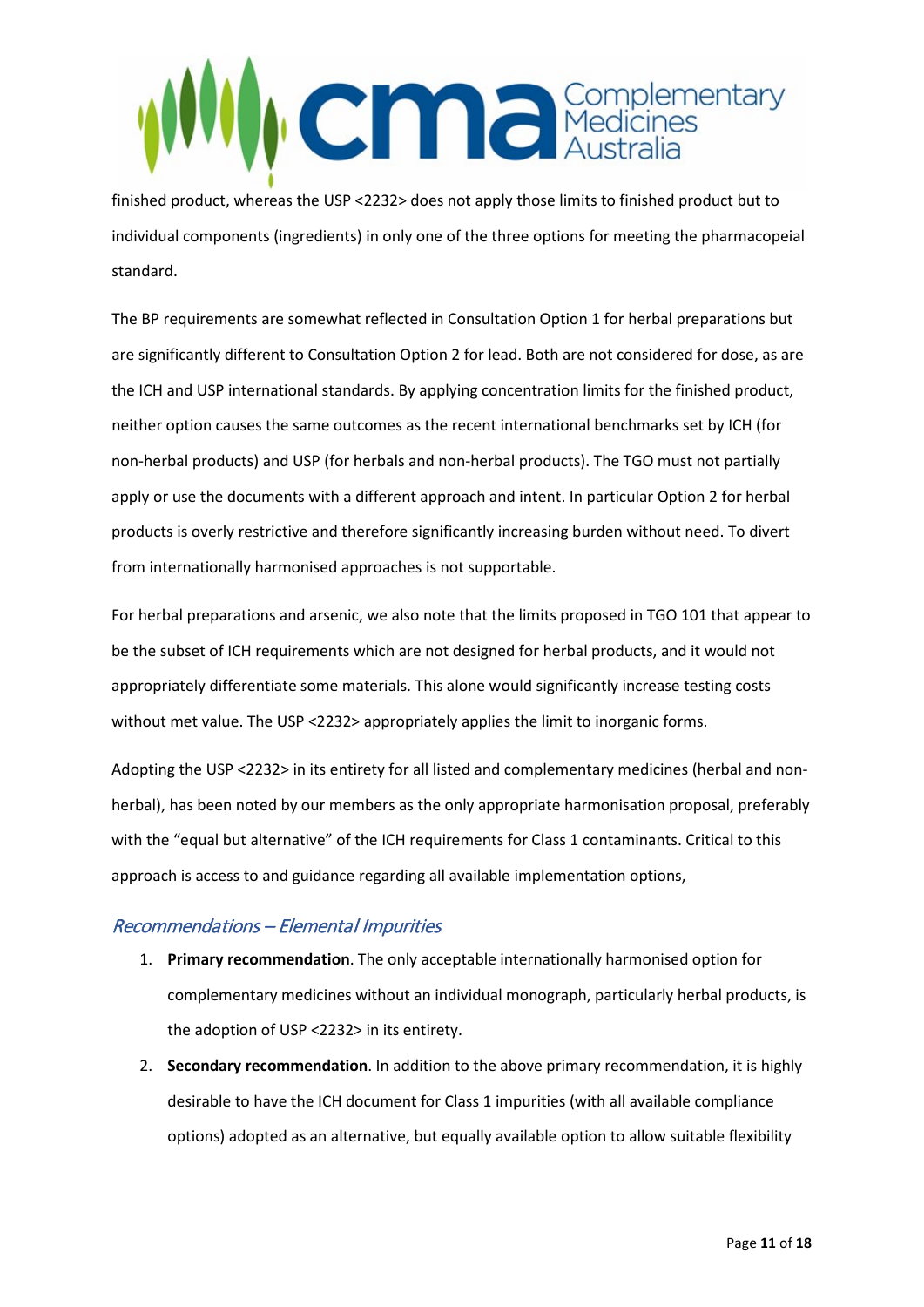finished product, whereas the USP <2232> does not apply those limits to finished product but to individual components (ingredients) in only one of the three options for meeting the pharmacopeial standard.

The BP requirements are somewhat reflected in Consultation Option 1 for herbal preparations but are significantly different to Consultation Option 2 for lead. Both are not considered for dose, as are the ICH and USP international standards. By applying concentration limits for the finished product, neither option causes the same outcomes as the recent international benchmarks set by ICH (for non-herbal products) and USP (for herbals and non-herbal products). The TGO must not partially apply or use the documents with a different approach and intent. In particular Option 2 for herbal products is overly restrictive and therefore significantly increasing burden without need. To divert from internationally harmonised approaches is not supportable.

For herbal preparations and arsenic, we also note that the limits proposed in TGO 101 that appear to be the subset of ICH requirements which are not designed for herbal products, and it would not appropriately differentiate some materials. This alone would significantly increase testing costs without met value. The USP <2232> appropriately applies the limit to inorganic forms.

Adopting the USP <2232> in its entirety for all listed and complementary medicines (herbal and non-herbal), has been noted by our members as the only appropriate harmonisation proposal, preferably with the "equal but alternative" of the ICH requirements for Class 1 contaminants. Critical to this approach is access to and guidance regarding all available implementation options,

### *Recommendations – Elemental Impurities*

1. **Primary recommendation**. The only acceptable internationally harmonised option for complementary medicines without an individual monograph, particularly herbal products, is the adoption of USP <2232> in its entirety.
2. **Secondary recommendation**. In addition to the above primary recommendation, it is highly desirable to have the ICH document for Class 1 impurities (with all available compliance options) adopted as an alternative, but equally available option to allow suitable flexibility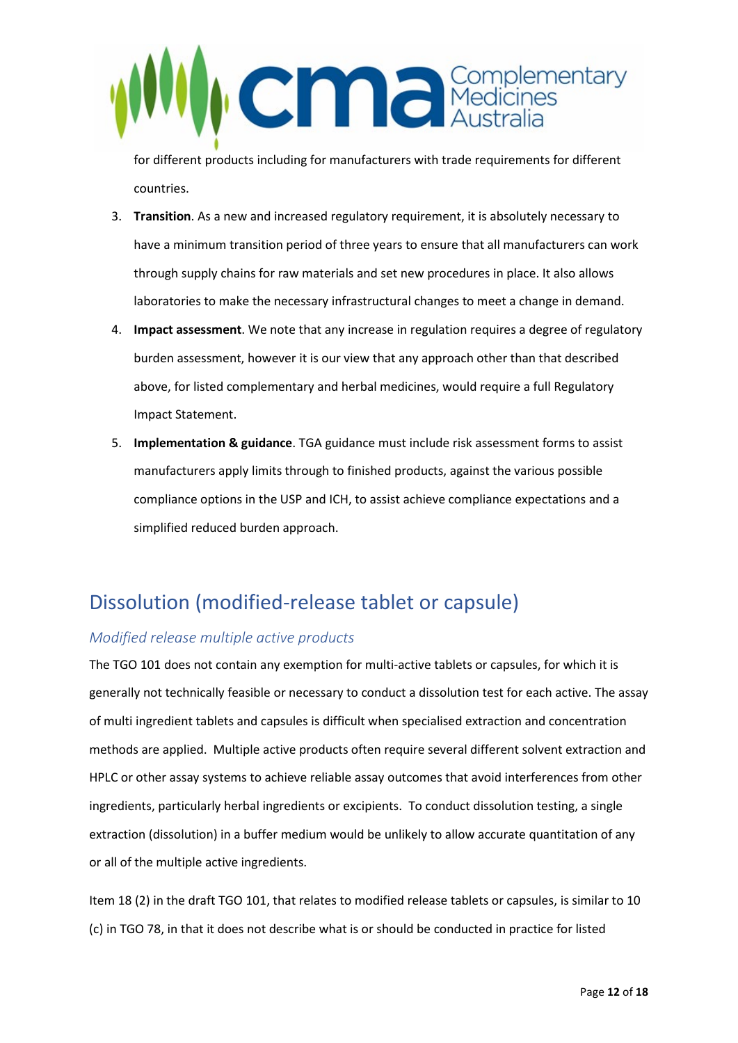for different products including for manufacturers with trade requirements for different countries.

3. **Transition**. As a new and increased regulatory requirement, it is absolutely necessary to have a minimum transition period of three years to ensure that all manufacturers can work through supply chains for raw materials and set new procedures in place. It also allows laboratories to make the necessary infrastructural changes to meet a change in demand.
4. **Impact assessment**. We note that any increase in regulation requires a degree of regulatory burden assessment, however it is our view that any approach other than that described above, for listed complementary and herbal medicines, would require a full Regulatory Impact Statement.
5. **Implementation & guidance**. TGA guidance must include risk assessment forms to assist manufacturers apply limits through to finished products, against the various possible compliance options in the USP and ICH, to assist achieve compliance expectations and a simplified reduced burden approach.

## Dissolution (modified-release tablet or capsule)

### *Modified release multiple active products*

The TGO 101 does not contain any exemption for multi-active tablets or capsules, for which it is generally not technically feasible or necessary to conduct a dissolution test for each active. The assay of multi ingredient tablets and capsules is difficult when specialised extraction and concentration methods are applied. Multiple active products often require several different solvent extraction and HPLC or other assay systems to achieve reliable assay outcomes that avoid interferences from other ingredients, particularly herbal ingredients or excipients. To conduct dissolution testing, a single extraction (dissolution) in a buffer medium would be unlikely to allow accurate quantitation of any or all of the multiple active ingredients.

Item 18 (2) in the draft TGO 101, that relates to modified release tablets or capsules, is similar to 10 (c) in TGO 78, in that it does not describe what is or should be conducted in practice for listed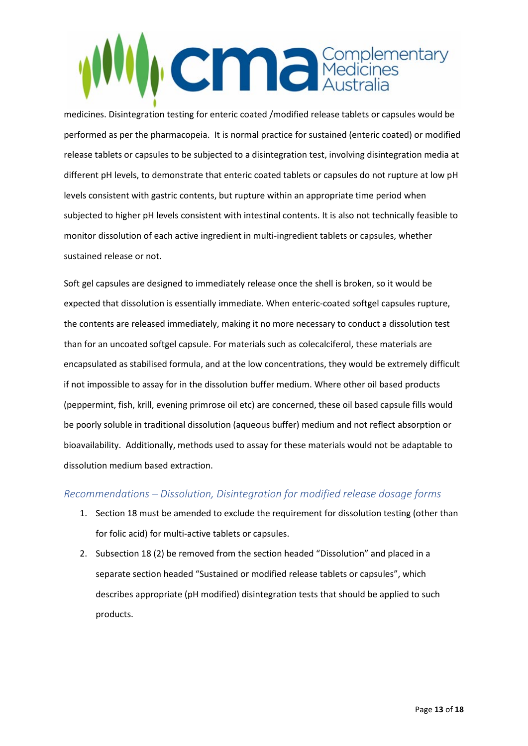medicines. Disintegration testing for enteric coated /modified release tablets or capsules would be performed as per the pharmacopeia. It is normal practice for sustained (enteric coated) or modified release tablets or capsules to be subjected to a disintegration test, involving disintegration media at different pH levels, to demonstrate that enteric coated tablets or capsules do not rupture at low pH levels consistent with gastric contents, but rupture within an appropriate time period when subjected to higher pH levels consistent with intestinal contents. It is also not technically feasible to monitor dissolution of each active ingredient in multi-ingredient tablets or capsules, whether sustained release or not.

Soft gel capsules are designed to immediately release once the shell is broken, so it would be expected that dissolution is essentially immediate. When enteric-coated softgel capsules rupture, the contents are released immediately, making it no more necessary to conduct a dissolution test than for an uncoated softgel capsule. For materials such as colecalciferol, these materials are encapsulated as stabilised formula, and at the low concentrations, they would be extremely difficult if not impossible to assay for in the dissolution buffer medium. Where other oil based products (peppermint, fish, krill, evening primrose oil etc) are concerned, these oil based capsule fills would be poorly soluble in traditional dissolution (aqueous buffer) medium and not reflect absorption or bioavailability. Additionally, methods used to assay for these materials would not be adaptable to dissolution medium based extraction.

### *Recommendations – Dissolution, Disintegration for modified release dosage forms*

1. Section 18 must be amended to exclude the requirement for dissolution testing (other than for folic acid) for multi-active tablets or capsules.
2. Subsection 18 (2) be removed from the section headed "Dissolution" and placed in a separate section headed "Sustained or modified release tablets or capsules", which describes appropriate (pH modified) disintegration tests that should be applied to such products.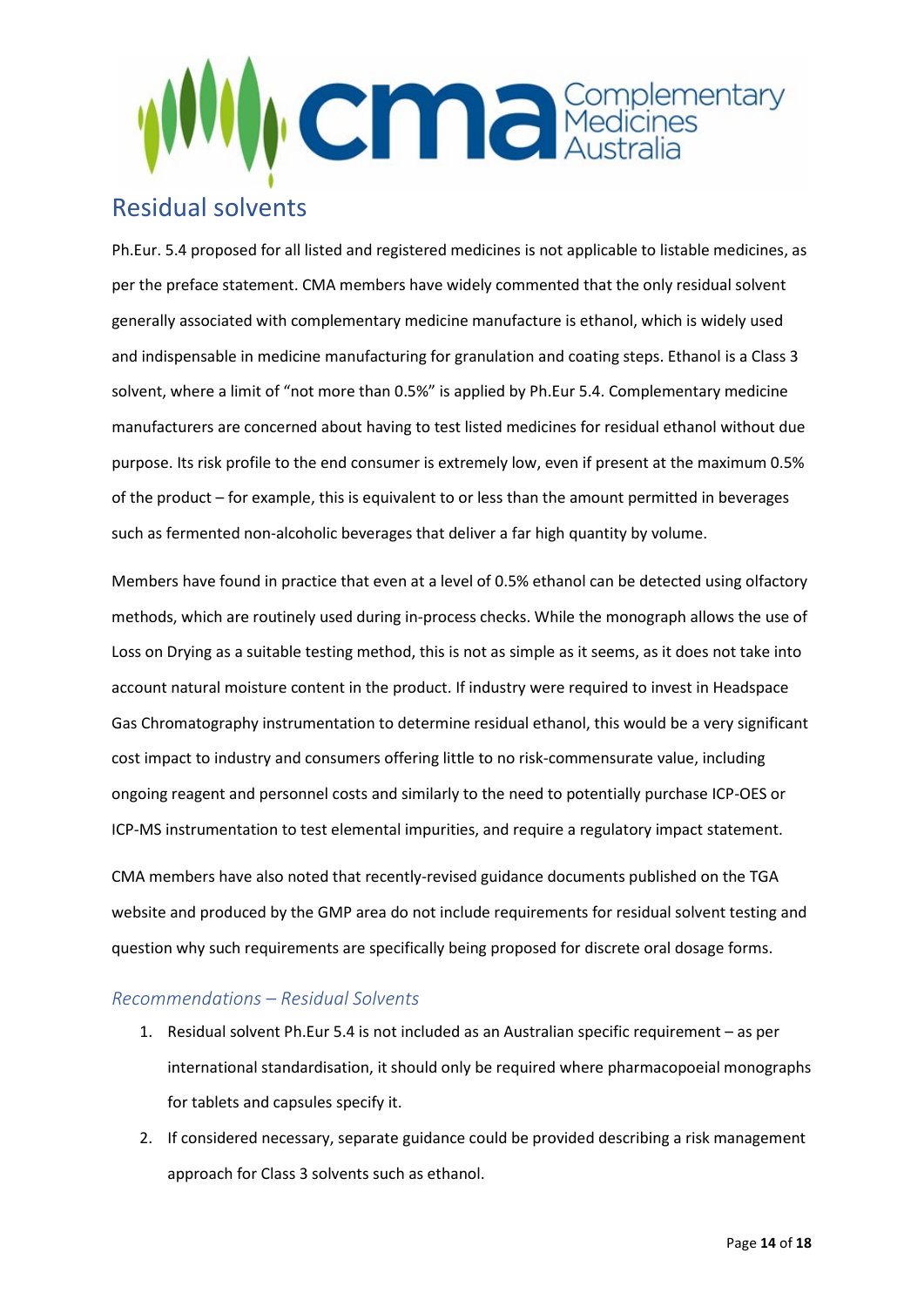## Residual solvents

Ph.Eur. 5.4 proposed for all listed and registered medicines is not applicable to listable medicines, as per the preface statement. CMA members have widely commented that the only residual solvent generally associated with complementary medicine manufacture is ethanol, which is widely used and indispensable in medicine manufacturing for granulation and coating steps. Ethanol is a Class 3 solvent, where a limit of "not more than 0.5%" is applied by Ph.Eur 5.4. Complementary medicine manufacturers are concerned about having to test listed medicines for residual ethanol without due purpose. Its risk profile to the end consumer is extremely low, even if present at the maximum 0.5% of the product – for example, this is equivalent to or less than the amount permitted in beverages such as fermented non-alcoholic beverages that deliver a far high quantity by volume.

Members have found in practice that even at a level of 0.5% ethanol can be detected using olfactory methods, which are routinely used during in-process checks. While the monograph allows the use of Loss on Drying as a suitable testing method, this is not as simple as it seems, as it does not take into account natural moisture content in the product. If industry were required to invest in Headspace Gas Chromatography instrumentation to determine residual ethanol, this would be a very significant cost impact to industry and consumers offering little to no risk-commensurate value, including ongoing reagent and personnel costs and similarly to the need to potentially purchase ICP-OES or ICP-MS instrumentation to test elemental impurities, and require a regulatory impact statement.

CMA members have also noted that recently-revised guidance documents published on the TGA website and produced by the GMP area do not include requirements for residual solvent testing and question why such requirements are specifically being proposed for discrete oral dosage forms.

### *Recommendations – Residual Solvents*

1. Residual solvent Ph.Eur 5.4 is not included as an Australian specific requirement – as per international standardisation, it should only be required where pharmacopoeial monographs for tablets and capsules specify it.
2. If considered necessary, separate guidance could be provided describing a risk management approach for Class 3 solvents such as ethanol.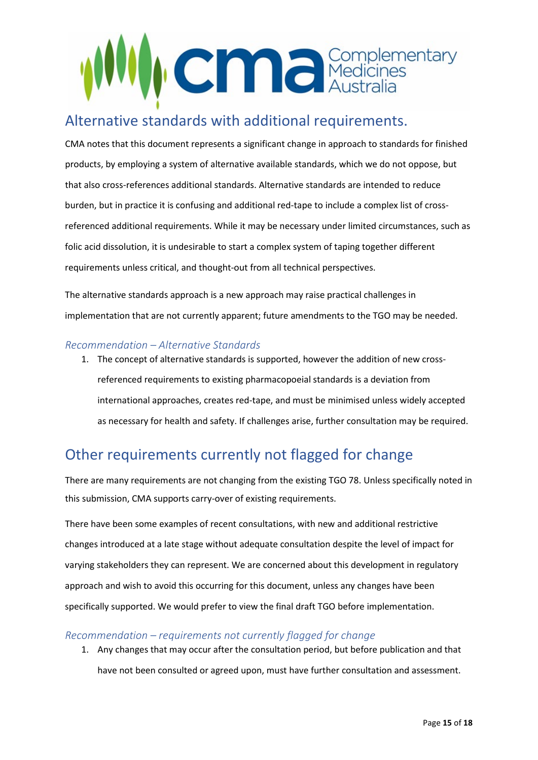## Alternative standards with additional requirements.

CMA notes that this document represents a significant change in approach to standards for finished products, by employing a system of alternative available standards, which we do not oppose, but that also cross-references additional standards. Alternative standards are intended to reduce burden, but in practice it is confusing and additional red-tape to include a complex list of cross-referenced additional requirements. While it may be necessary under limited circumstances, such as folic acid dissolution, it is undesirable to start a complex system of taping together different requirements unless critical, and thought-out from all technical perspectives.

The alternative standards approach is a new approach may raise practical challenges in implementation that are not currently apparent; future amendments to the TGO may be needed.

### *Recommendation – Alternative Standards*

1. The concept of alternative standards is supported, however the addition of new cross-referenced requirements to existing pharmacopoeial standards is a deviation from international approaches, creates red-tape, and must be minimised unless widely accepted as necessary for health and safety. If challenges arise, further consultation may be required.

## Other requirements currently not flagged for change

There are many requirements are not changing from the existing TGO 78. Unless specifically noted in this submission, CMA supports carry-over of existing requirements.

There have been some examples of recent consultations, with new and additional restrictive changes introduced at a late stage without adequate consultation despite the level of impact for varying stakeholders they can represent. We are concerned about this development in regulatory approach and wish to avoid this occurring for this document, unless any changes have been specifically supported. We would prefer to view the final draft TGO before implementation.

### *Recommendation – requirements not currently flagged for change*

1. Any changes that may occur after the consultation period, but before publication and that have not been consulted or agreed upon, must have further consultation and assessment.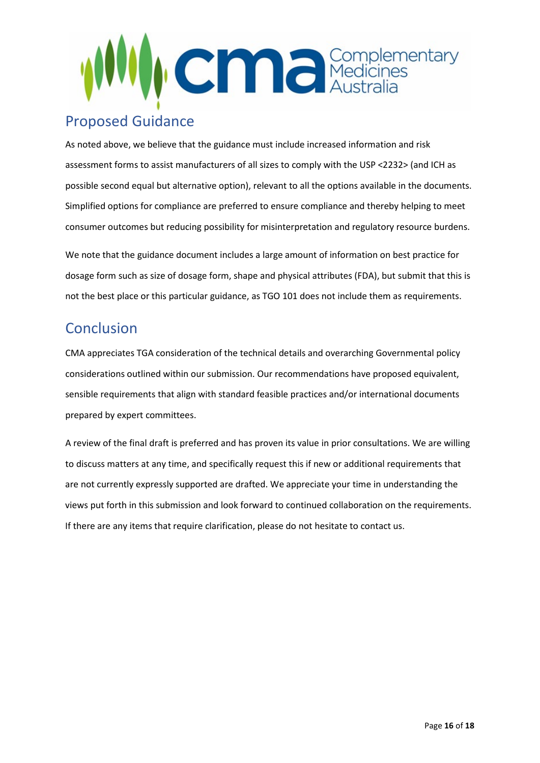## Proposed Guidance

As noted above, we believe that the guidance must include increased information and risk assessment forms to assist manufacturers of all sizes to comply with the USP <2232> (and ICH as possible second equal but alternative option), relevant to all the options available in the documents. Simplified options for compliance are preferred to ensure compliance and thereby helping to meet consumer outcomes but reducing possibility for misinterpretation and regulatory resource burdens.

We note that the guidance document includes a large amount of information on best practice for dosage form such as size of dosage form, shape and physical attributes (FDA), but submit that this is not the best place or this particular guidance, as TGO 101 does not include them as requirements.

## Conclusion

CMA appreciates TGA consideration of the technical details and overarching Governmental policy considerations outlined within our submission. Our recommendations have proposed equivalent, sensible requirements that align with standard feasible practices and/or international documents prepared by expert committees.

A review of the final draft is preferred and has proven its value in prior consultations. We are willing to discuss matters at any time, and specifically request this if new or additional requirements that are not currently expressly supported are drafted. We appreciate your time in understanding the views put forth in this submission and look forward to continued collaboration on the requirements. If there are any items that require clarification, please do not hesitate to contact us.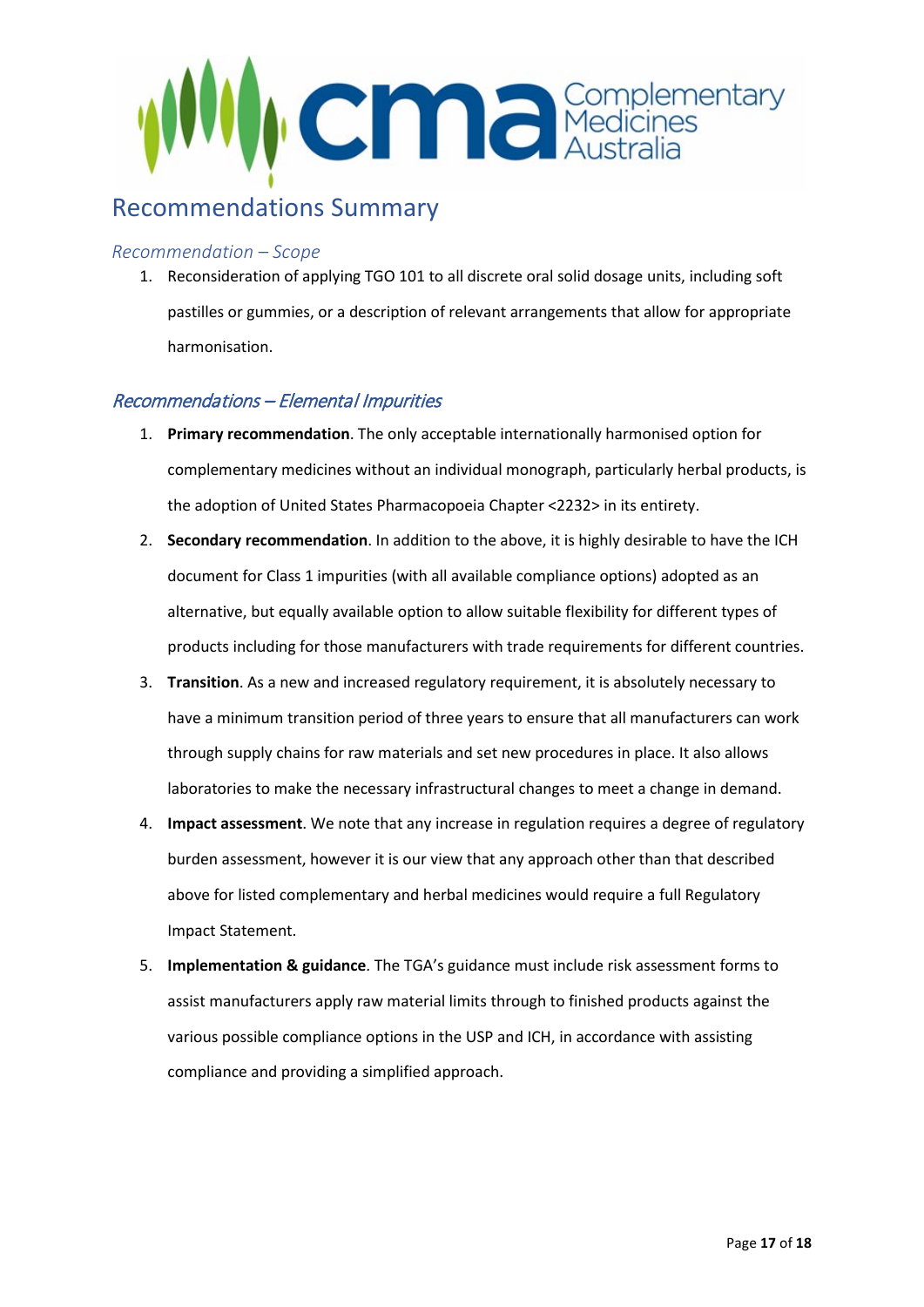# Recommendations Summary

### *Recommendation – Scope*

1. Reconsideration of applying TGO 101 to all discrete oral solid dosage units, including soft pastilles or gummies, or a description of relevant arrangements that allow for appropriate harmonisation.

### *Recommendations – Elemental Impurities*

1. **Primary recommendation**. The only acceptable internationally harmonised option for complementary medicines without an individual monograph, particularly herbal products, is the adoption of United States Pharmacopoeia Chapter <2232> in its entirety.
2. **Secondary recommendation**. In addition to the above, it is highly desirable to have the ICH document for Class 1 impurities (with all available compliance options) adopted as an alternative, but equally available option to allow suitable flexibility for different types of products including for those manufacturers with trade requirements for different countries.
3. **Transition**. As a new and increased regulatory requirement, it is absolutely necessary to have a minimum transition period of three years to ensure that all manufacturers can work through supply chains for raw materials and set new procedures in place. It also allows laboratories to make the necessary infrastructural changes to meet a change in demand.
4. **Impact assessment**. We note that any increase in regulation requires a degree of regulatory burden assessment, however it is our view that any approach other than that described above for listed complementary and herbal medicines would require a full Regulatory Impact Statement.
5. **Implementation & guidance**. The TGA's guidance must include risk assessment forms to assist manufacturers apply raw material limits through to finished products against the various possible compliance options in the USP and ICH, in accordance with assisting compliance and providing a simplified approach.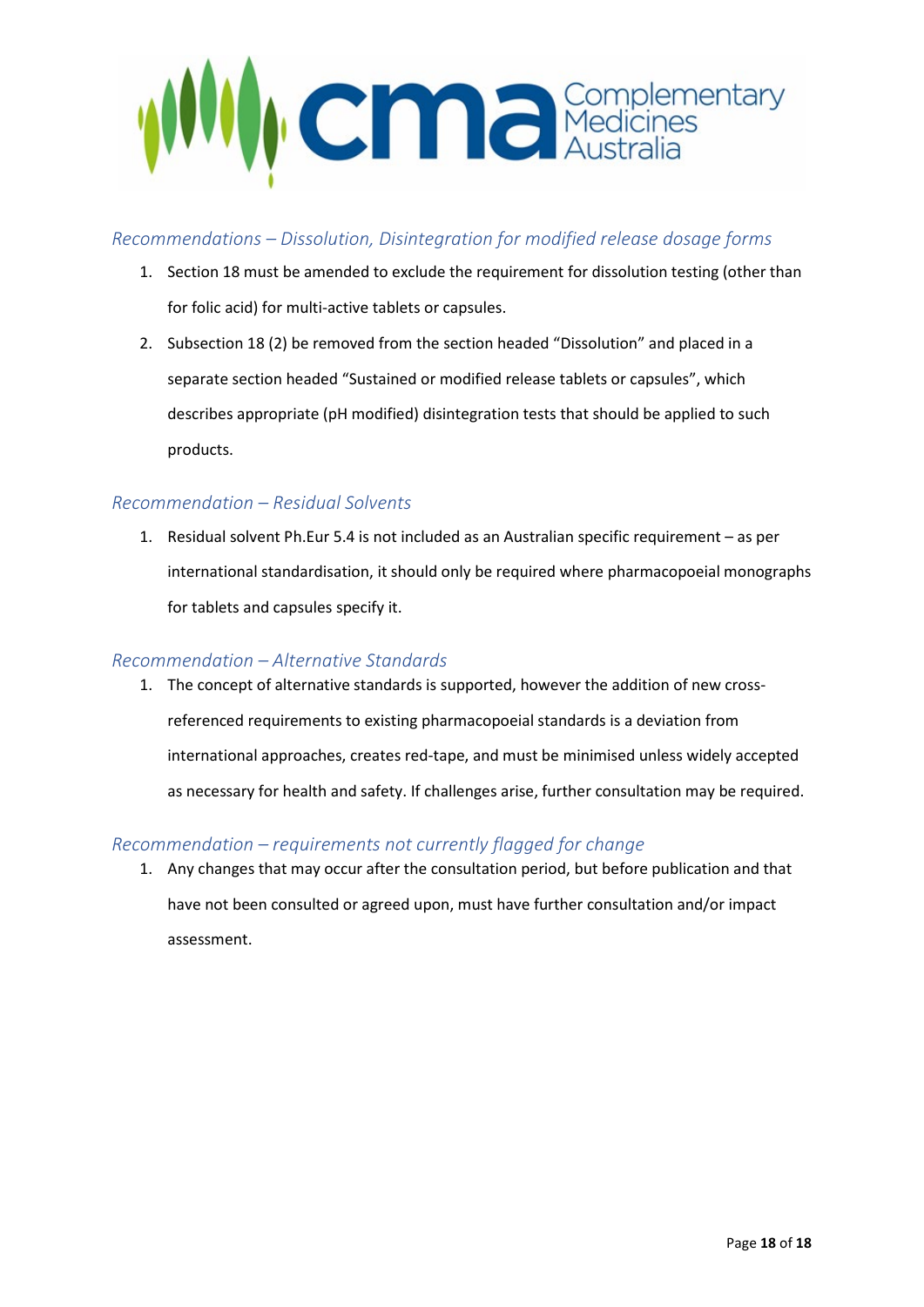### *Recommendations – Dissolution, Disintegration for modified release dosage forms*

1. Section 18 must be amended to exclude the requirement for dissolution testing (other than for folic acid) for multi-active tablets or capsules.
2. Subsection 18 (2) be removed from the section headed “Dissolution” and placed in a separate section headed “Sustained or modified release tablets or capsules”, which describes appropriate (pH modified) disintegration tests that should be applied to such products.

### *Recommendation – Residual Solvents*

1. Residual solvent Ph.Eur 5.4 is not included as an Australian specific requirement – as per international standardisation, it should only be required where pharmacopoeial monographs for tablets and capsules specify it.

### *Recommendation – Alternative Standards*

1. The concept of alternative standards is supported, however the addition of new cross-referenced requirements to existing pharmacopoeial standards is a deviation from international approaches, creates red-tape, and must be minimised unless widely accepted as necessary for health and safety. If challenges arise, further consultation may be required.

### *Recommendation – requirements not currently flagged for change*

1. Any changes that may occur after the consultation period, but before publication and that have not been consulted or agreed upon, must have further consultation and/or impact assessment.